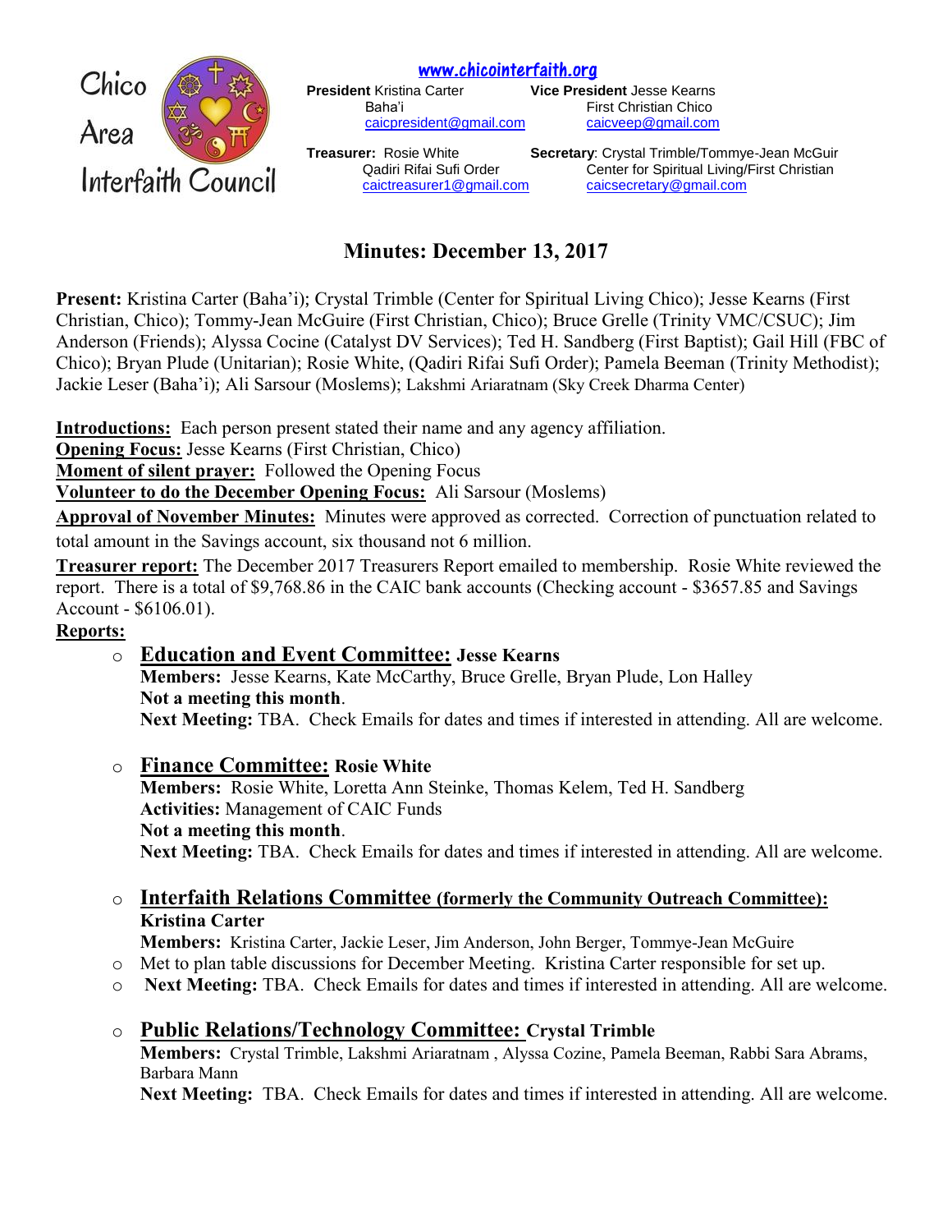Chico Area Interfaith Council

www.chicointerfaith.org

**President** Kristina Carter
Baha'i
caicpresident@gmail.com

**Vice President** Jesse Kearns
First Christian Chico
caicveep@gmail.com

**Treasurer:** Rosie White
Qadiri Rifai Sufi Order
caictreasurer1@gmail.com

**Secretary**: Crystal Trimble/Tommye-Jean McGuir
Center for Spiritual Living/First Christian
caicsecretary@gmail.com

# Minutes: December 13, 2017

**Present:** Kristina Carter (Baha'i); Crystal Trimble (Center for Spiritual Living Chico); Jesse Kearns (First Christian, Chico); Tommy-Jean McGuire (First Christian, Chico); Bruce Grelle (Trinity VMC/CSUC); Jim Anderson (Friends); Alyssa Cocine (Catalyst DV Services); Ted H. Sandberg (First Baptist); Gail Hill (FBC of Chico); Bryan Plude (Unitarian); Rosie White, (Qadiri Rifai Sufi Order); Pamela Beeman (Trinity Methodist); Jackie Leser (Baha'i); Ali Sarsour (Moslems); Lakshmi Ariaratnam (Sky Creek Dharma Center)

**Introductions:** Each person present stated their name and any agency affiliation.

**Opening Focus:** Jesse Kearns (First Christian, Chico)

**Moment of silent prayer:** Followed the Opening Focus

**Volunteer to do the December Opening Focus:** Ali Sarsour (Moslems)

**Approval of November Minutes:** Minutes were approved as corrected. Correction of punctuation related to total amount in the Savings account, six thousand not 6 million.

**Treasurer report:** The December 2017 Treasurers Report emailed to membership. Rosie White reviewed the report. There is a total of $9,768.86 in the CAIC bank accounts (Checking account - $3657.85 and Savings Account - $6106.01).

**Reports:**

- **Education and Event Committee: Jesse Kearns**
  **Members:** Jesse Kearns, Kate McCarthy, Bruce Grelle, Bryan Plude, Lon Halley
  **Not a meeting this month**.
  **Next Meeting:** TBA. Check Emails for dates and times if interested in attending. All are welcome.

- **Finance Committee: Rosie White**
  **Members:** Rosie White, Loretta Ann Steinke, Thomas Kelem, Ted H. Sandberg
  **Activities:** Management of CAIC Funds
  **Not a meeting this month**.
  **Next Meeting:** TBA. Check Emails for dates and times if interested in attending. All are welcome.

- **Interfaith Relations Committee (formerly the Community Outreach Committee): Kristina Carter**
  **Members:** Kristina Carter, Jackie Leser, Jim Anderson, John Berger, Tommye-Jean McGuire
- Met to plan table discussions for December Meeting. Kristina Carter responsible for set up.
- **Next Meeting:** TBA. Check Emails for dates and times if interested in attending. All are welcome.

- **Public Relations/Technology Committee: Crystal Trimble**
  **Members:** Crystal Trimble, Lakshmi Ariaratnam , Alyssa Cozine, Pamela Beeman, Rabbi Sara Abrams, Barbara Mann
  **Next Meeting:** TBA. Check Emails for dates and times if interested in attending. All are welcome.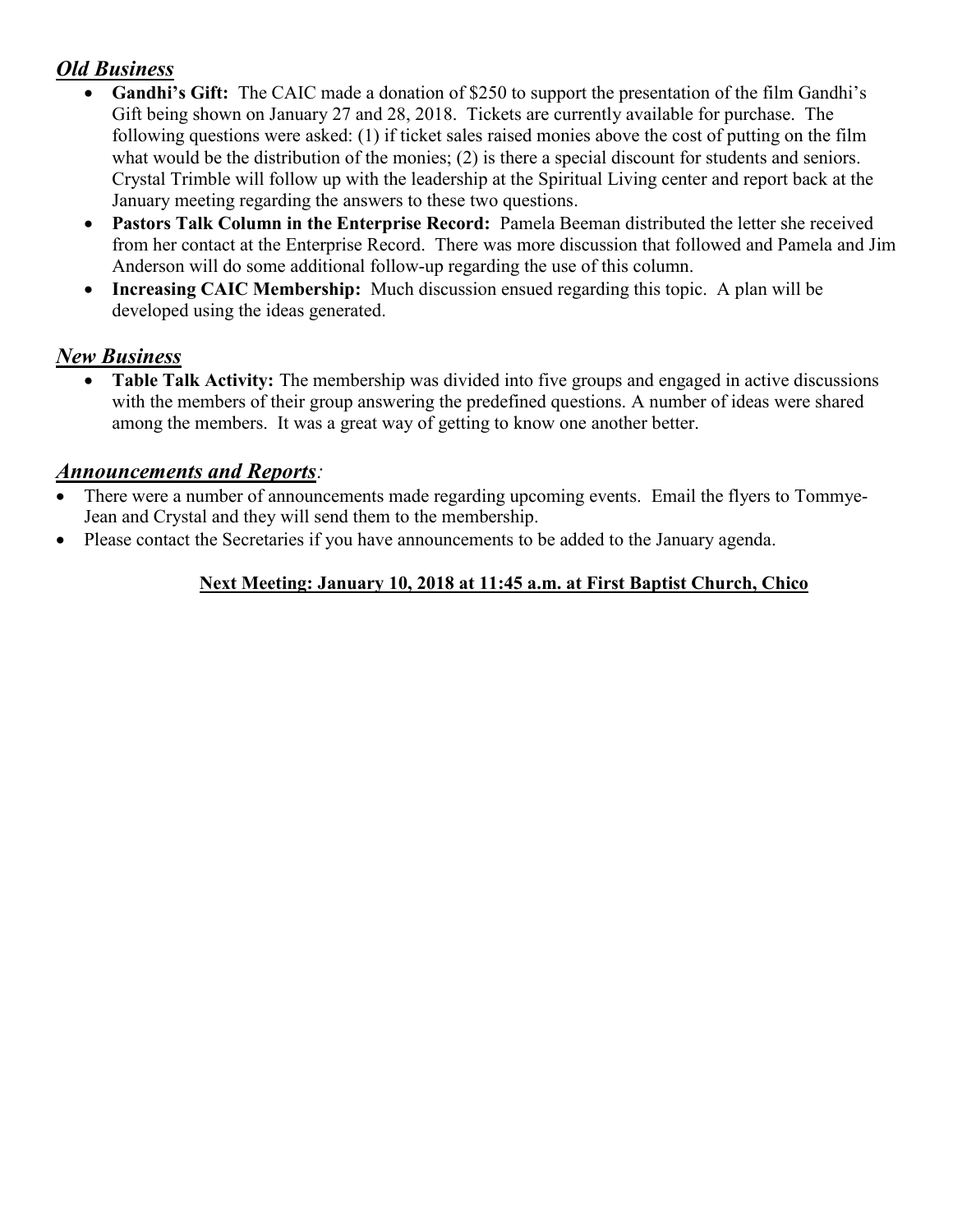## ***Old Business***

- **Gandhi's Gift:** The CAIC made a donation of $250 to support the presentation of the film Gandhi's Gift being shown on January 27 and 28, 2018. Tickets are currently available for purchase. The following questions were asked: (1) if ticket sales raised monies above the cost of putting on the film what would be the distribution of the monies; (2) is there a special discount for students and seniors. Crystal Trimble will follow up with the leadership at the Spiritual Living center and report back at the January meeting regarding the answers to these two questions.
- **Pastors Talk Column in the Enterprise Record:** Pamela Beeman distributed the letter she received from her contact at the Enterprise Record. There was more discussion that followed and Pamela and Jim Anderson will do some additional follow-up regarding the use of this column.
- **Increasing CAIC Membership:** Much discussion ensued regarding this topic. A plan will be developed using the ideas generated.

## ***New Business***

- **Table Talk Activity:** The membership was divided into five groups and engaged in active discussions with the members of their group answering the predefined questions. A number of ideas were shared among the members. It was a great way of getting to know one another better.

## ***Announcements and Reports:***

- There were a number of announcements made regarding upcoming events. Email the flyers to Tommye-Jean and Crystal and they will send them to the membership.
- Please contact the Secretaries if you have announcements to be added to the January agenda.

**Next Meeting: January 10, 2018 at 11:45 a.m. at First Baptist Church, Chico**